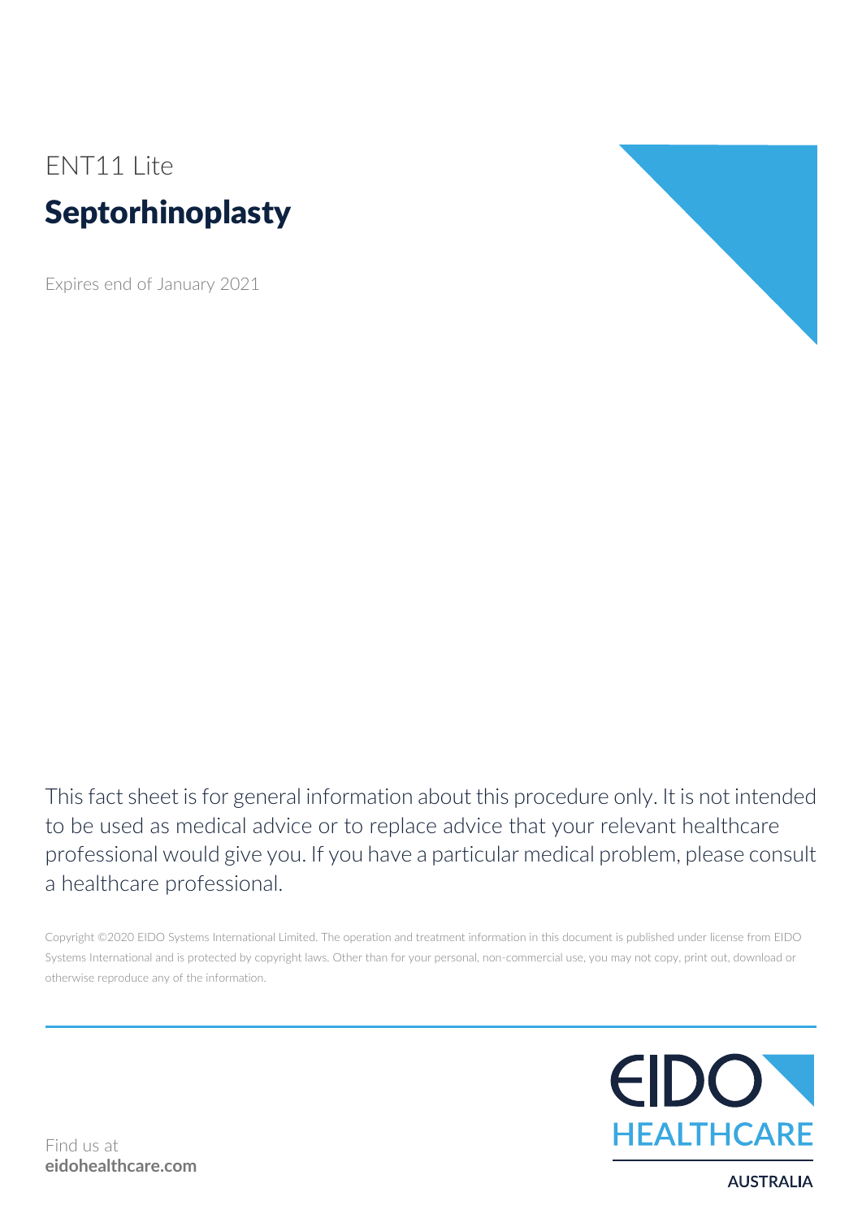ENT11 Lite

# Septorhinoplasty

Expires end of January 2021

This fact sheet is for general information about this procedure only. It is not intended to be used as medical advice or to replace advice that your relevant healthcare professional would give you. If you have a particular medical problem, please consult a healthcare professional.

Copyright ©2020 EIDO Systems International Limited. The operation and treatment information in this document is published under license from EIDO Systems International and is protected by copyright laws. Other than for your personal, non-commercial use, you may not copy, print out, download or otherwise reproduce any of the information.

Find us at
**eidohealthcare.com**

EIDO HEALTHCARE
AUSTRALIA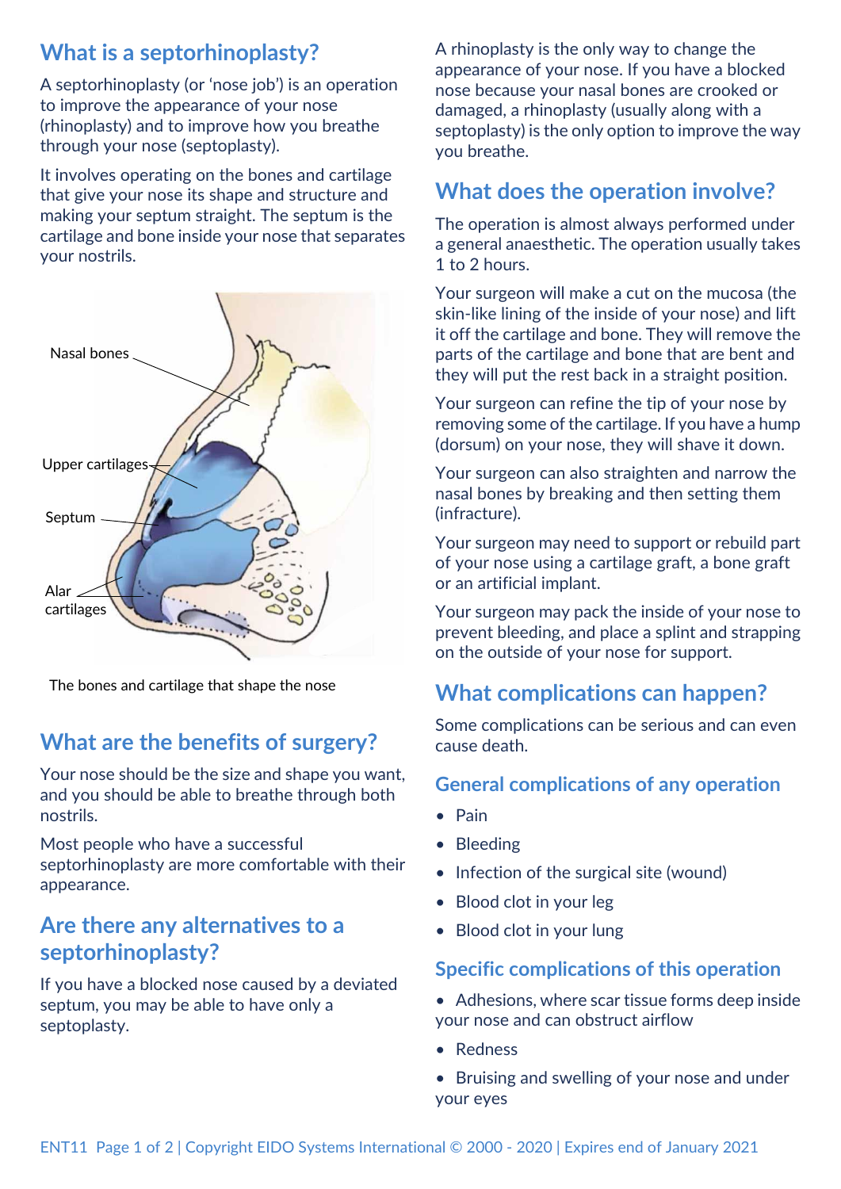## What is a septorhinoplasty?

A septorhinoplasty (or 'nose job') is an operation to improve the appearance of your nose (rhinoplasty) and to improve how you breathe through your nose (septoplasty).

It involves operating on the bones and cartilage that give your nose its shape and structure and making your septum straight. The septum is the cartilage and bone inside your nose that separates your nostrils.

Nasal bones

Upper cartilages

Septum

Alar cartilages

The bones and cartilage that shape the nose

## What are the benefits of surgery?

Your nose should be the size and shape you want, and you should be able to breathe through both nostrils.

Most people who have a successful septorhinoplasty are more comfortable with their appearance.

## Are there any alternatives to a septorhinoplasty?

If you have a blocked nose caused by a deviated septum, you may be able to have only a septoplasty.

A rhinoplasty is the only way to change the appearance of your nose. If you have a blocked nose because your nasal bones are crooked or damaged, a rhinoplasty (usually along with a septoplasty) is the only option to improve the way you breathe.

## What does the operation involve?

The operation is almost always performed under a general anaesthetic. The operation usually takes 1 to 2 hours.

Your surgeon will make a cut on the mucosa (the skin-like lining of the inside of your nose) and lift it off the cartilage and bone. They will remove the parts of the cartilage and bone that are bent and they will put the rest back in a straight position.

Your surgeon can refine the tip of your nose by removing some of the cartilage. If you have a hump (dorsum) on your nose, they will shave it down.

Your surgeon can also straighten and narrow the nasal bones by breaking and then setting them (infracture).

Your surgeon may need to support or rebuild part of your nose using a cartilage graft, a bone graft or an artificial implant.

Your surgeon may pack the inside of your nose to prevent bleeding, and place a splint and strapping on the outside of your nose for support.

## What complications can happen?

Some complications can be serious and can even cause death.

### General complications of any operation

- Pain
- Bleeding
- Infection of the surgical site (wound)
- Blood clot in your leg
- Blood clot in your lung

### Specific complications of this operation

- Adhesions, where scar tissue forms deep inside your nose and can obstruct airflow
- Redness
- Bruising and swelling of your nose and under your eyes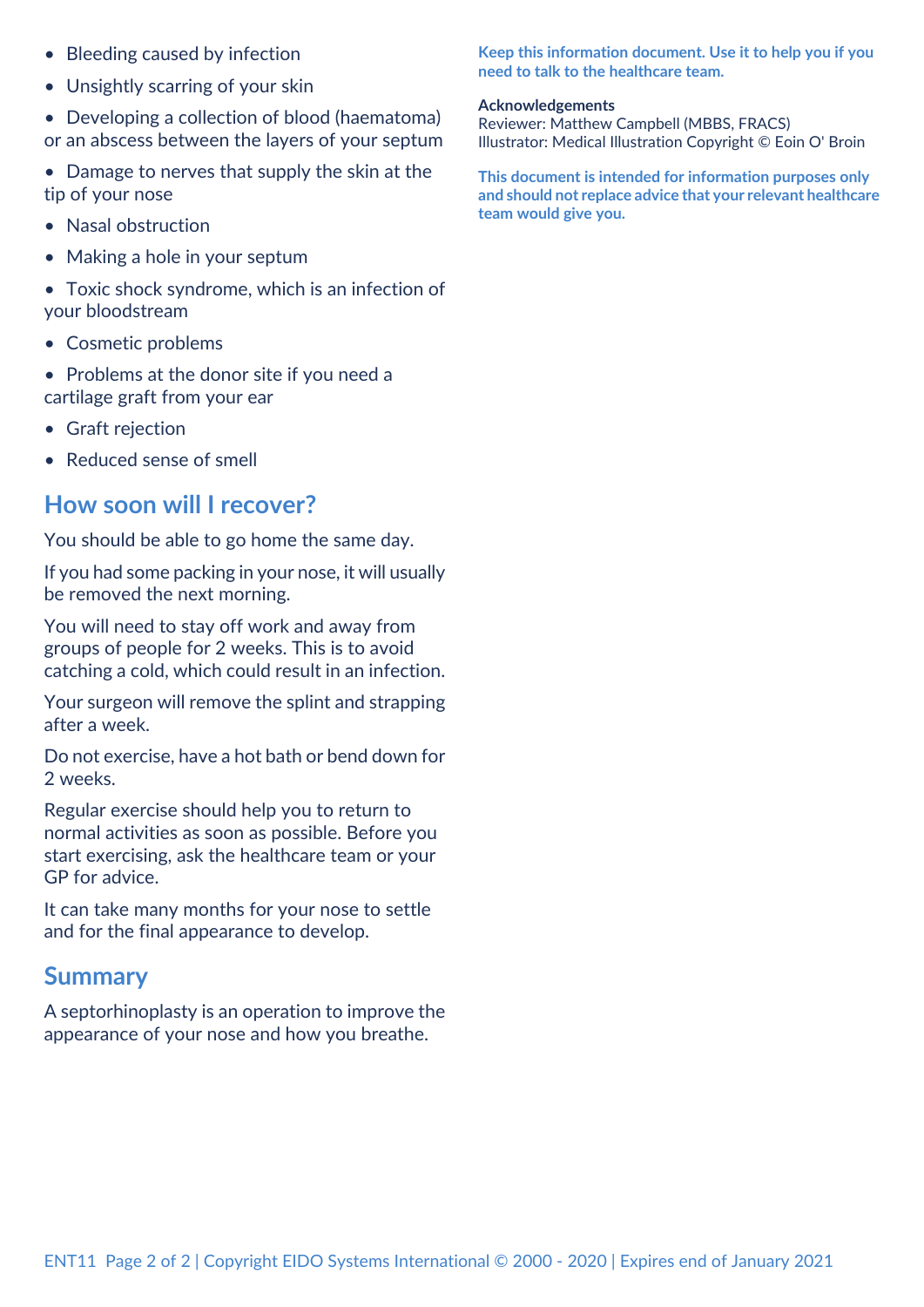- Bleeding caused by infection
- Unsightly scarring of your skin
- Developing a collection of blood (haematoma) or an abscess between the layers of your septum
- Damage to nerves that supply the skin at the tip of your nose
- Nasal obstruction
- Making a hole in your septum
- Toxic shock syndrome, which is an infection of your bloodstream
- Cosmetic problems
- Problems at the donor site if you need a cartilage graft from your ear
- Graft rejection
- Reduced sense of smell

## How soon will I recover?

You should be able to go home the same day.

If you had some packing in your nose, it will usually be removed the next morning.

You will need to stay off work and away from groups of people for 2 weeks. This is to avoid catching a cold, which could result in an infection.

Your surgeon will remove the splint and strapping after a week.

Do not exercise, have a hot bath or bend down for 2 weeks.

Regular exercise should help you to return to normal activities as soon as possible. Before you start exercising, ask the healthcare team or your GP for advice.

It can take many months for your nose to settle and for the final appearance to develop.

## Summary

A septorhinoplasty is an operation to improve the appearance of your nose and how you breathe.

**Keep this information document. Use it to help you if you need to talk to the healthcare team.**

**Acknowledgements**
Reviewer: Matthew Campbell (MBBS, FRACS)
Illustrator: Medical Illustration Copyright © Eoin O' Broin

**This document is intended for information purposes only and should not replace advice that your relevant healthcare team would give you.**